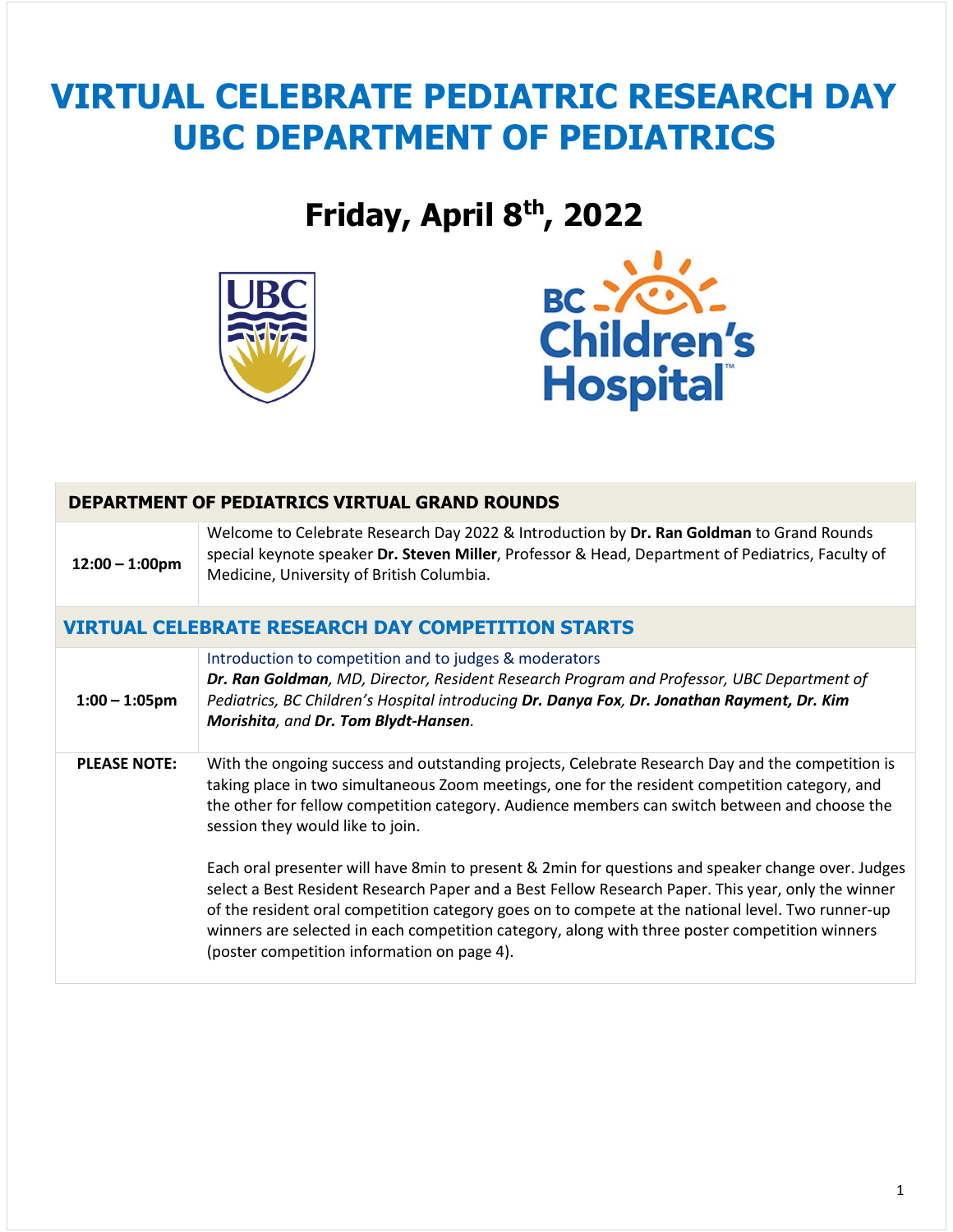# VIRTUAL CELEBRATE PEDIATRIC RESEARCH DAY
# UBC DEPARTMENT OF PEDIATRICS

## Friday, April 8th, 2022

| DEPARTMENT OF PEDIATRICS VIRTUAL GRAND ROUNDS | |
|---|---|
| **12:00 – 1:00pm** | Welcome to Celebrate Research Day 2022 & Introduction by **Dr. Ran Goldman** to Grand Rounds special keynote speaker **Dr. Steven Miller**, Professor & Head, Department of Pediatrics, Faculty of Medicine, University of British Columbia. |
| **VIRTUAL CELEBRATE RESEARCH DAY COMPETITION STARTS** | |
| **1:00 – 1:05pm** | Introduction to competition and to judges & moderators<br>***Dr. Ran Goldman****, MD, Director, Resident Research Program and Professor, UBC Department of Pediatrics, BC Children's Hospital introducing* ***Dr. Danya Fox, Dr. Jonathan Rayment, Dr. Kim Morishita****, and* ***Dr. Tom Blydt-Hansen****.* |
| **PLEASE NOTE:** | With the ongoing success and outstanding projects, Celebrate Research Day and the competition is taking place in two simultaneous Zoom meetings, one for the resident competition category, and the other for fellow competition category. Audience members can switch between and choose the session they would like to join.<br><br>Each oral presenter will have 8min to present & 2min for questions and speaker change over. Judges select a Best Resident Research Paper and a Best Fellow Research Paper. This year, only the winner of the resident oral competition category goes on to compete at the national level. Two runner-up winners are selected in each competition category, along with three poster competition winners (poster competition information on page 4). |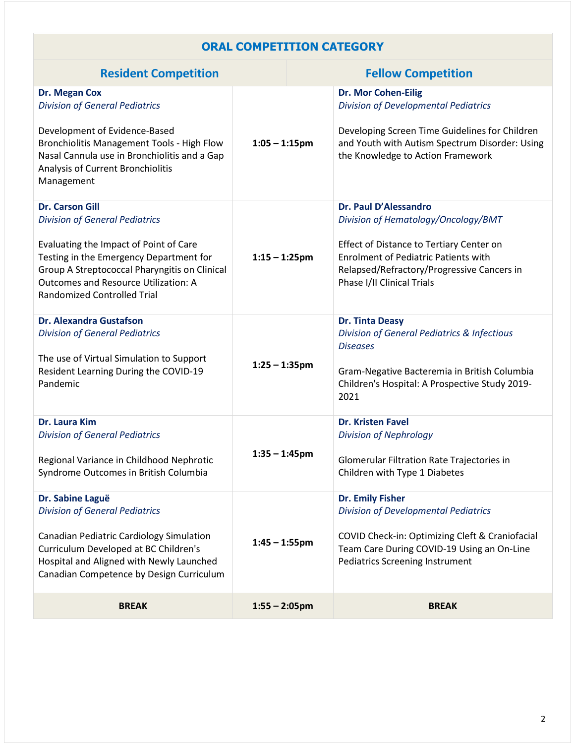## ORAL COMPETITION CATEGORY

| Resident Competition | | Fellow Competition |
|---|---|---|
| **Dr. Megan Cox**<br>*Division of General Pediatrics*<br><br>Development of Evidence-Based Bronchiolitis Management Tools - High Flow Nasal Cannula use in Bronchiolitis and a Gap Analysis of Current Bronchiolitis Management | **1:05 – 1:15pm** | **Dr. Mor Cohen-Eilig**<br>*Division of Developmental Pediatrics*<br><br>Developing Screen Time Guidelines for Children and Youth with Autism Spectrum Disorder: Using the Knowledge to Action Framework |
| **Dr. Carson Gill**<br>*Division of General Pediatrics*<br><br>Evaluating the Impact of Point of Care Testing in the Emergency Department for Group A Streptococcal Pharyngitis on Clinical Outcomes and Resource Utilization: A Randomized Controlled Trial | **1:15 – 1:25pm** | **Dr. Paul D'Alessandro**<br>*Division of Hematology/Oncology/BMT*<br><br>Effect of Distance to Tertiary Center on Enrolment of Pediatric Patients with Relapsed/Refractory/Progressive Cancers in Phase I/II Clinical Trials |
| **Dr. Alexandra Gustafson**<br>*Division of General Pediatrics*<br><br>The use of Virtual Simulation to Support Resident Learning During the COVID-19 Pandemic | **1:25 – 1:35pm** | **Dr. Tinta Deasy**<br>*Division of General Pediatrics & Infectious Diseases*<br><br>Gram-Negative Bacteremia in British Columbia Children's Hospital: A Prospective Study 2019-2021 |
| **Dr. Laura Kim**<br>*Division of General Pediatrics*<br><br>Regional Variance in Childhood Nephrotic Syndrome Outcomes in British Columbia | **1:35 – 1:45pm** | **Dr. Kristen Favel**<br>*Division of Nephrology*<br><br>Glomerular Filtration Rate Trajectories in Children with Type 1 Diabetes |
| **Dr. Sabine Laguë**<br>*Division of General Pediatrics*<br><br>Canadian Pediatric Cardiology Simulation Curriculum Developed at BC Children's Hospital and Aligned with Newly Launched Canadian Competence by Design Curriculum | **1:45 – 1:55pm** | **Dr. Emily Fisher**<br>*Division of Developmental Pediatrics*<br><br>COVID Check-in: Optimizing Cleft & Craniofacial Team Care During COVID-19 Using an On-Line Pediatrics Screening Instrument |
| **BREAK** | **1:55 – 2:05pm** | **BREAK** |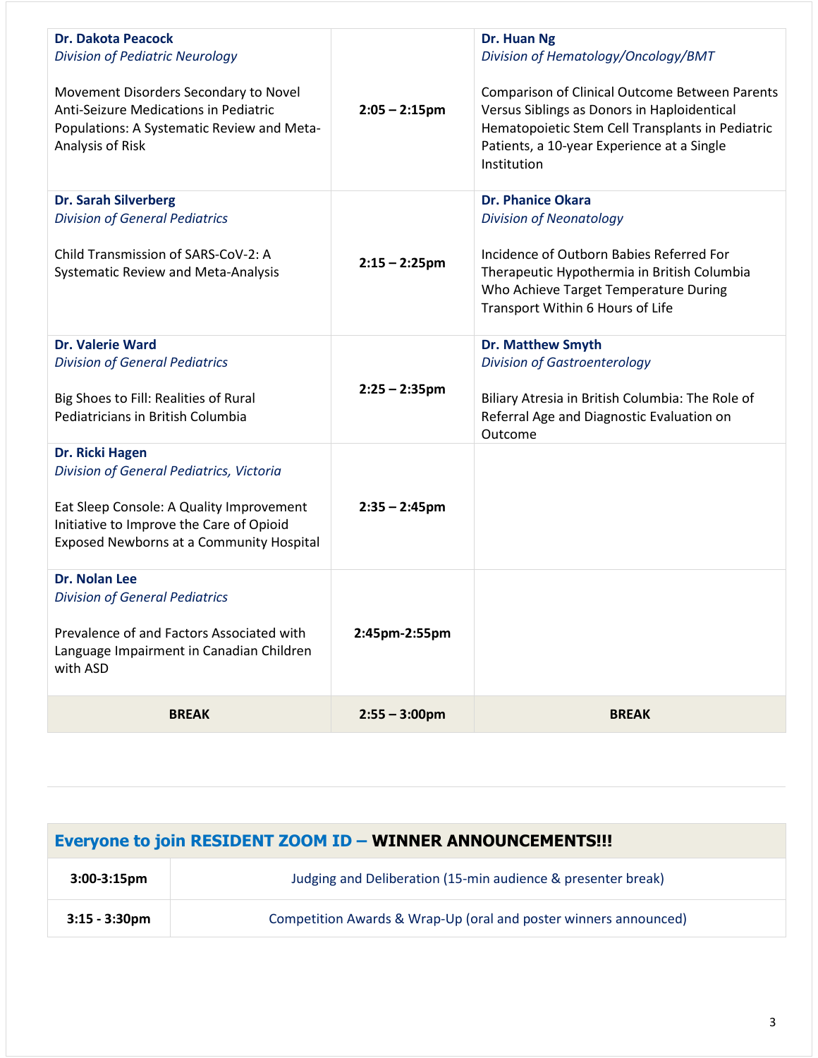| | | |
|---|---|---|
| **Dr. Dakota Peacock**<br>*Division of Pediatric Neurology*<br><br>Movement Disorders Secondary to Novel Anti-Seizure Medications in Pediatric Populations: A Systematic Review and Meta-Analysis of Risk | **2:05 – 2:15pm** | **Dr. Huan Ng**<br>*Division of Hematology/Oncology/BMT*<br><br>Comparison of Clinical Outcome Between Parents Versus Siblings as Donors in Haploidentical Hematopoietic Stem Cell Transplants in Pediatric Patients, a 10-year Experience at a Single Institution |
| **Dr. Sarah Silverberg**<br>*Division of General Pediatrics*<br><br>Child Transmission of SARS-CoV-2: A Systematic Review and Meta-Analysis | **2:15 – 2:25pm** | **Dr. Phanice Okara**<br>*Division of Neonatology*<br><br>Incidence of Outborn Babies Referred For Therapeutic Hypothermia in British Columbia Who Achieve Target Temperature During Transport Within 6 Hours of Life |
| **Dr. Valerie Ward**<br>*Division of General Pediatrics*<br><br>Big Shoes to Fill: Realities of Rural Pediatricians in British Columbia | **2:25 – 2:35pm** | **Dr. Matthew Smyth**<br>*Division of Gastroenterology*<br><br>Biliary Atresia in British Columbia: The Role of Referral Age and Diagnostic Evaluation on Outcome |
| **Dr. Ricki Hagen**<br>*Division of General Pediatrics, Victoria*<br><br>Eat Sleep Console: A Quality Improvement Initiative to Improve the Care of Opioid Exposed Newborns at a Community Hospital | **2:35 – 2:45pm** | |
| **Dr. Nolan Lee**<br>*Division of General Pediatrics*<br><br>Prevalence of and Factors Associated with Language Impairment in Canadian Children with ASD | **2:45pm-2:55pm** | |
| **BREAK** | **2:55 – 3:00pm** | **BREAK** |

| Everyone to join RESIDENT ZOOM ID – **WINNER ANNOUNCEMENTS!!!** | |
|---|---|
| **3:00-3:15pm** | Judging and Deliberation (15-min audience & presenter break) |
| **3:15 - 3:30pm** | Competition Awards & Wrap-Up (oral and poster winners announced) |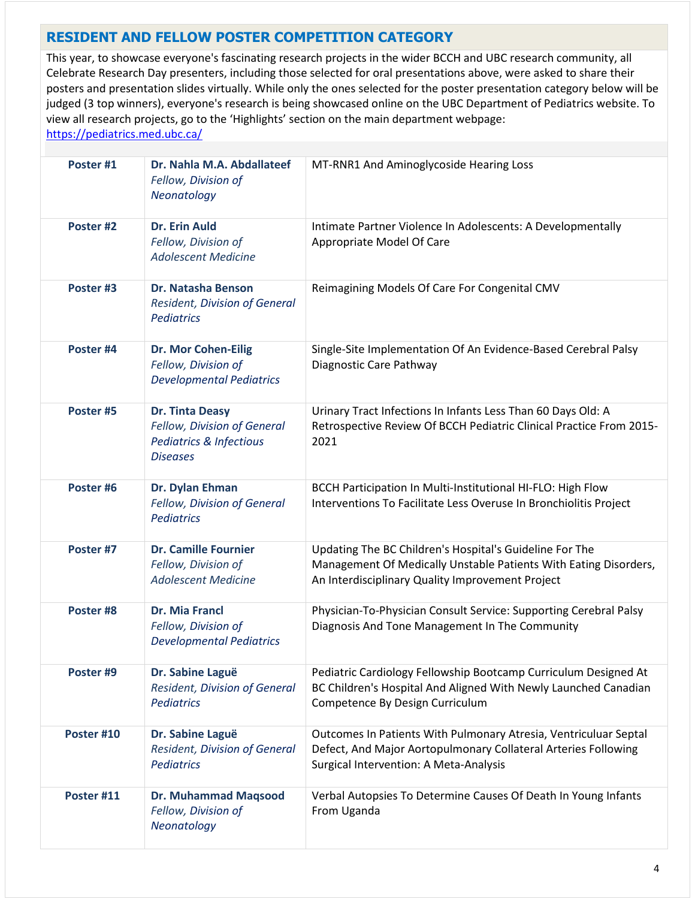## RESIDENT AND FELLOW POSTER COMPETITION CATEGORY

This year, to showcase everyone's fascinating research projects in the wider BCCH and UBC research community, all Celebrate Research Day presenters, including those selected for oral presentations above, were asked to share their posters and presentation slides virtually. While only the ones selected for the poster presentation category below will be judged (3 top winners), everyone's research is being showcased online on the UBC Department of Pediatrics website. To view all research projects, go to the 'Highlights' section on the main department webpage: https://pediatrics.med.ubc.ca/

| | | |
|---|---|---|
| **Poster #1** | **Dr. Nahla M.A. Abdallateef** *Fellow, Division of Neonatology* | MT-RNR1 And Aminoglycoside Hearing Loss |
| **Poster #2** | **Dr. Erin Auld** *Fellow, Division of Adolescent Medicine* | Intimate Partner Violence In Adolescents: A Developmentally Appropriate Model Of Care |
| **Poster #3** | **Dr. Natasha Benson** *Resident, Division of General Pediatrics* | Reimagining Models Of Care For Congenital CMV |
| **Poster #4** | **Dr. Mor Cohen-Eilig** *Fellow, Division of Developmental Pediatrics* | Single-Site Implementation Of An Evidence-Based Cerebral Palsy Diagnostic Care Pathway |
| **Poster #5** | **Dr. Tinta Deasy** *Fellow, Division of General Pediatrics & Infectious Diseases* | Urinary Tract Infections In Infants Less Than 60 Days Old: A Retrospective Review Of BCCH Pediatric Clinical Practice From 2015-2021 |
| **Poster #6** | **Dr. Dylan Ehman** *Fellow, Division of General Pediatrics* | BCCH Participation In Multi-Institutional HI-FLO: High Flow Interventions To Facilitate Less Overuse In Bronchiolitis Project |
| **Poster #7** | **Dr. Camille Fournier** *Fellow, Division of Adolescent Medicine* | Updating The BC Children's Hospital's Guideline For The Management Of Medically Unstable Patients With Eating Disorders, An Interdisciplinary Quality Improvement Project |
| **Poster #8** | **Dr. Mia Francl** *Fellow, Division of Developmental Pediatrics* | Physician-To-Physician Consult Service: Supporting Cerebral Palsy Diagnosis And Tone Management In The Community |
| **Poster #9** | **Dr. Sabine Laguë** *Resident, Division of General Pediatrics* | Pediatric Cardiology Fellowship Bootcamp Curriculum Designed At BC Children's Hospital And Aligned With Newly Launched Canadian Competence By Design Curriculum |
| **Poster #10** | **Dr. Sabine Laguë** *Resident, Division of General Pediatrics* | Outcomes In Patients With Pulmonary Atresia, Ventriculuar Septal Defect, And Major Aortopulmonary Collateral Arteries Following Surgical Intervention: A Meta-Analysis |
| **Poster #11** | **Dr. Muhammad Maqsood** *Fellow, Division of Neonatology* | Verbal Autopsies To Determine Causes Of Death In Young Infants From Uganda |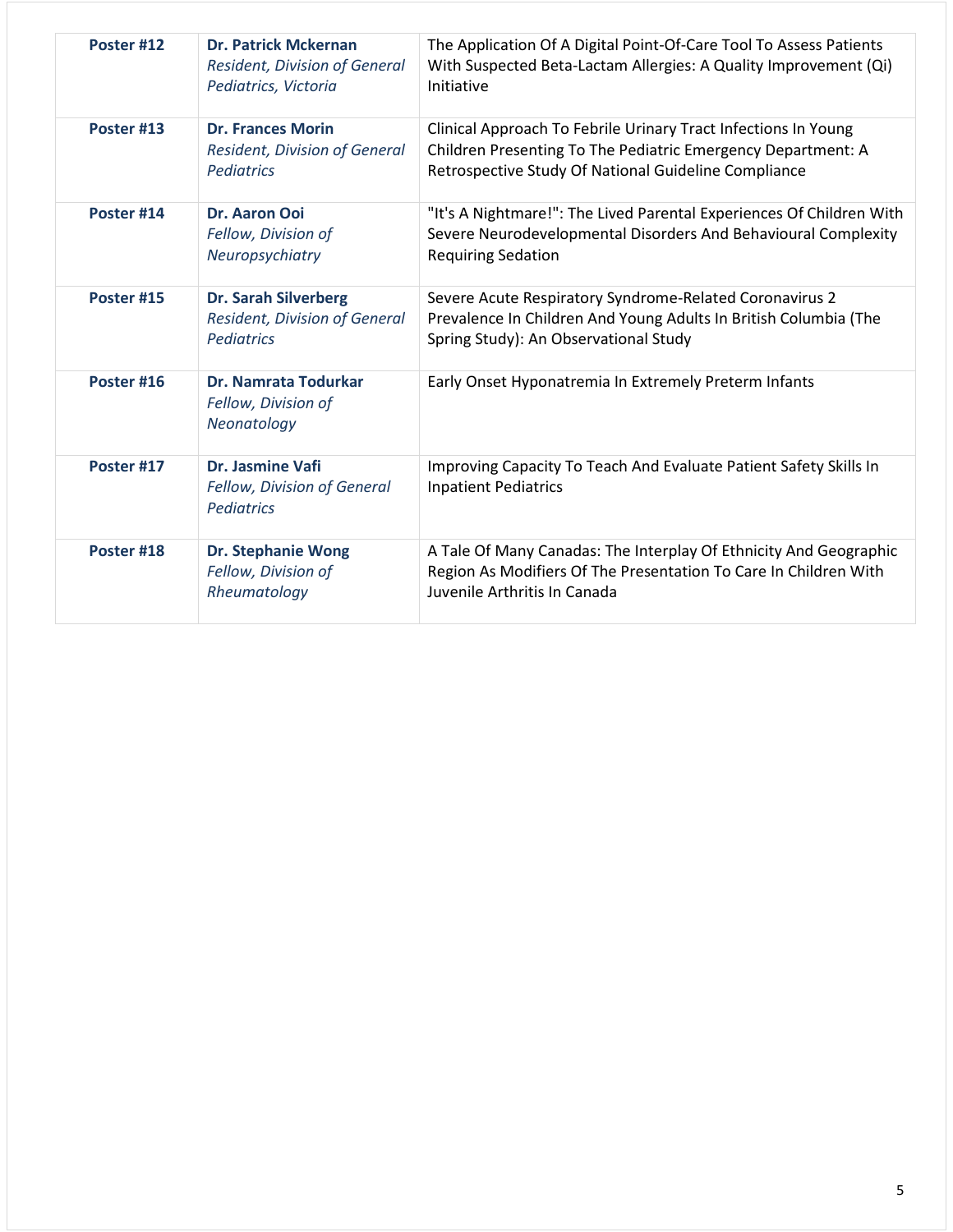| | | |
|---|---|---|
| **Poster #12** | **Dr. Patrick Mckernan**<br>*Resident, Division of General Pediatrics, Victoria* | The Application Of A Digital Point-Of-Care Tool To Assess Patients With Suspected Beta-Lactam Allergies: A Quality Improvement (Qi) Initiative |
| **Poster #13** | **Dr. Frances Morin**<br>*Resident, Division of General Pediatrics* | Clinical Approach To Febrile Urinary Tract Infections In Young Children Presenting To The Pediatric Emergency Department: A Retrospective Study Of National Guideline Compliance |
| **Poster #14** | **Dr. Aaron Ooi**<br>*Fellow, Division of Neuropsychiatry* | "It's A Nightmare!": The Lived Parental Experiences Of Children With Severe Neurodevelopmental Disorders And Behavioural Complexity Requiring Sedation |
| **Poster #15** | **Dr. Sarah Silverberg**<br>*Resident, Division of General Pediatrics* | Severe Acute Respiratory Syndrome-Related Coronavirus 2 Prevalence In Children And Young Adults In British Columbia (The Spring Study): An Observational Study |
| **Poster #16** | **Dr. Namrata Todurkar**<br>*Fellow, Division of Neonatology* | Early Onset Hyponatremia In Extremely Preterm Infants |
| **Poster #17** | **Dr. Jasmine Vafi**<br>*Fellow, Division of General Pediatrics* | Improving Capacity To Teach And Evaluate Patient Safety Skills In Inpatient Pediatrics |
| **Poster #18** | **Dr. Stephanie Wong**<br>*Fellow, Division of Rheumatology* | A Tale Of Many Canadas: The Interplay Of Ethnicity And Geographic Region As Modifiers Of The Presentation To Care In Children With Juvenile Arthritis In Canada |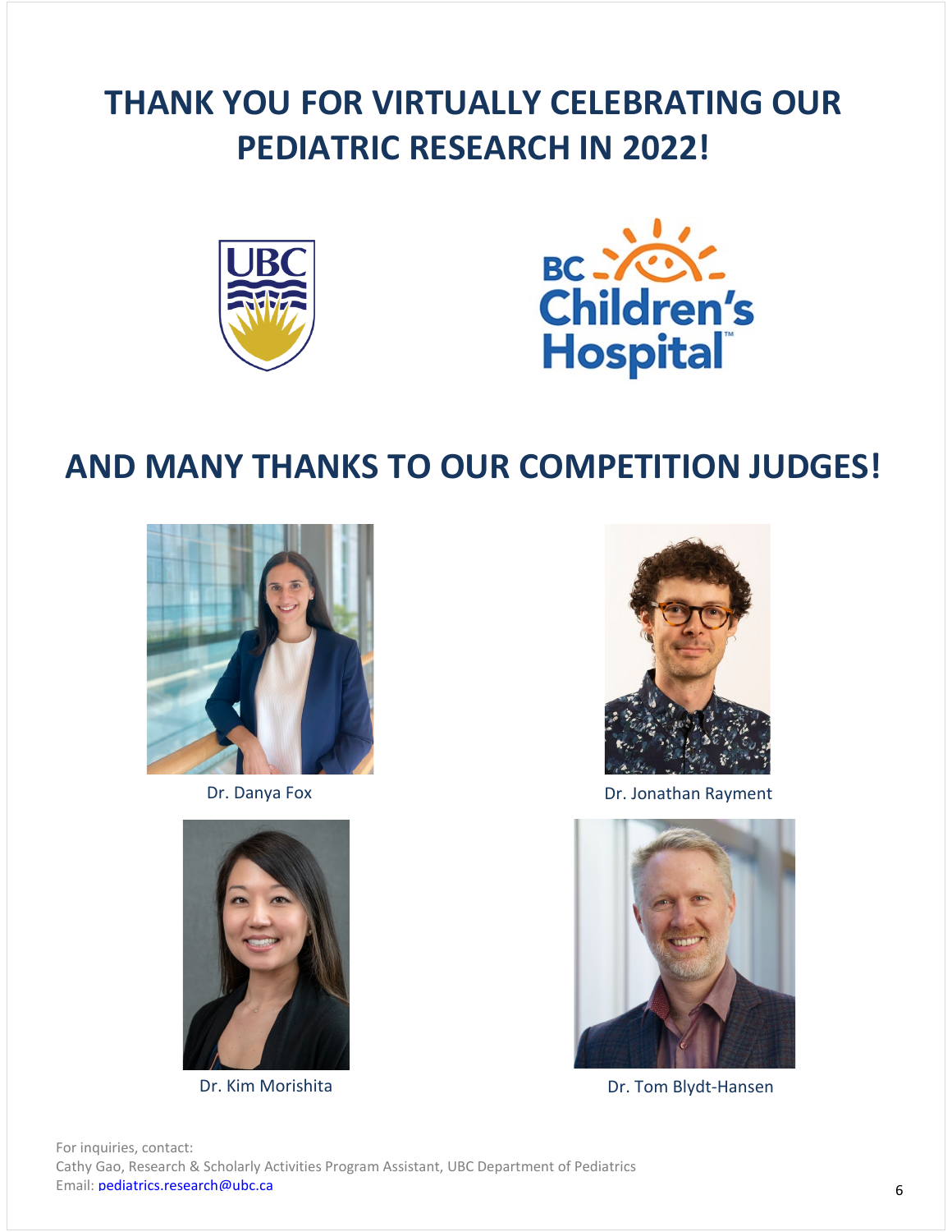# THANK YOU FOR VIRTUALLY CELEBRATING OUR PEDIATRIC RESEARCH IN 2022!

# AND MANY THANKS TO OUR COMPETITION JUDGES!

Dr. Danya Fox

Dr. Jonathan Rayment

Dr. Kim Morishita

Dr. Tom Blydt-Hansen

For inquiries, contact:
Cathy Gao, Research & Scholarly Activities Program Assistant, UBC Department of Pediatrics
Email: pediatrics.research@ubc.ca